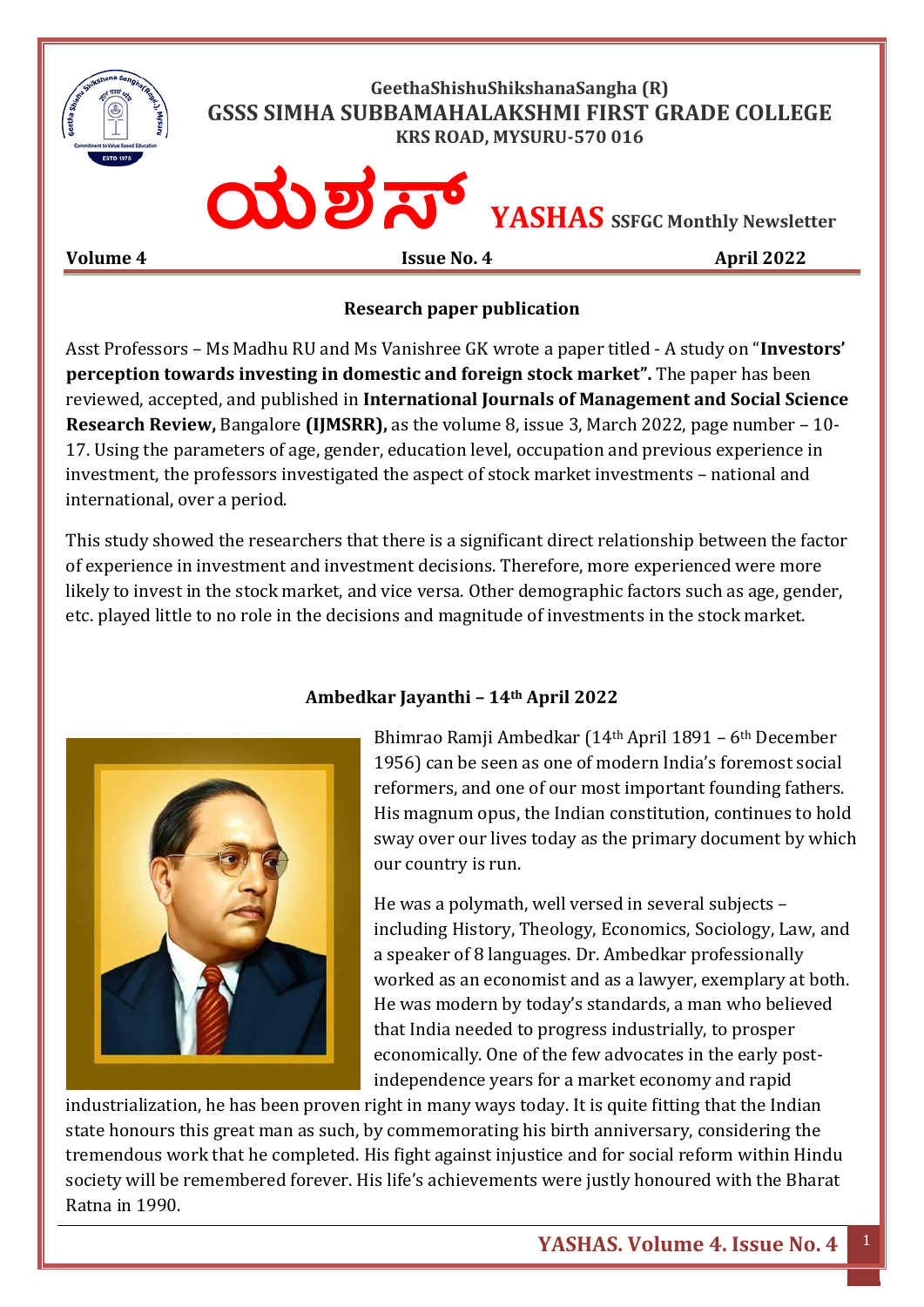GeethaShishuShikshanaSangha (R)

**GSSS SIMHA SUBBAMAHALAKSHMI FIRST GRADE COLLEGE**

**KRS ROAD, MYSURU-570 016**

# ಯಶಸ್ YASHAS SSFGC Monthly Newsletter

**Volume 4** | **Issue No. 4** | **April 2022**

## Research paper publication

Asst Professors – Ms Madhu RU and Ms Vanishree GK wrote a paper titled - A study on "**Investors' perception towards investing in domestic and foreign stock market".** The paper has been reviewed, accepted, and published in **International Journals of Management and Social Science Research Review,** Bangalore **(IJMSRR),** as the volume 8, issue 3, March 2022, page number – 10-17. Using the parameters of age, gender, education level, occupation and previous experience in investment, the professors investigated the aspect of stock market investments – national and international, over a period.

This study showed the researchers that there is a significant direct relationship between the factor of experience in investment and investment decisions. Therefore, more experienced were more likely to invest in the stock market, and vice versa. Other demographic factors such as age, gender, etc. played little to no role in the decisions and magnitude of investments in the stock market.

## Ambedkar Jayanthi – 14th April 2022

Bhimrao Ramji Ambedkar (14th April 1891 – 6th December 1956) can be seen as one of modern India's foremost social reformers, and one of our most important founding fathers. His magnum opus, the Indian constitution, continues to hold sway over our lives today as the primary document by which our country is run.

He was a polymath, well versed in several subjects – including History, Theology, Economics, Sociology, Law, and a speaker of 8 languages. Dr. Ambedkar professionally worked as an economist and as a lawyer, exemplary at both. He was modern by today's standards, a man who believed that India needed to progress industrially, to prosper economically. One of the few advocates in the early post-independence years for a market economy and rapid industrialization, he has been proven right in many ways today. It is quite fitting that the Indian state honours this great man as such, by commemorating his birth anniversary, considering the tremendous work that he completed. His fight against injustice and for social reform within Hindu society will be remembered forever. His life's achievements were justly honoured with the Bharat Ratna in 1990.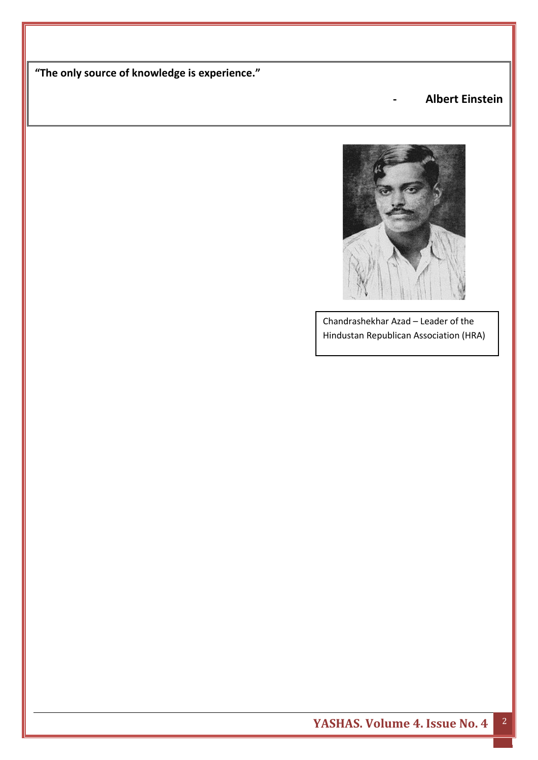**"The only source of knowledge is experience."**

**- Albert Einstein**

Chandrashekhar Azad – Leader of the Hindustan Republican Association (HRA)